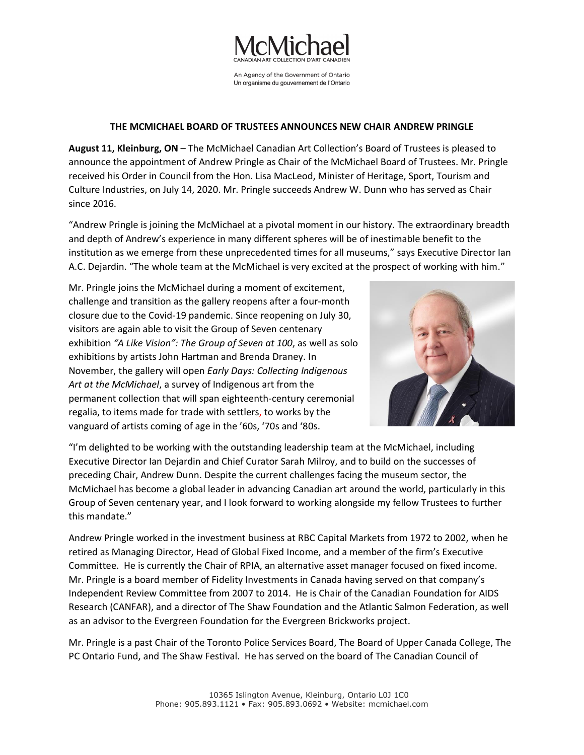McMichael
CANADIAN ART COLLECTION D'ART CANADIEN

An Agency of the Government of Ontario
Un organisme du gouvernement de l'Ontario

## THE MCMICHAEL BOARD OF TRUSTEES ANNOUNCES NEW CHAIR ANDREW PRINGLE

**August 11, Kleinburg, ON** – The McMichael Canadian Art Collection's Board of Trustees is pleased to announce the appointment of Andrew Pringle as Chair of the McMichael Board of Trustees. Mr. Pringle received his Order in Council from the Hon. Lisa MacLeod, Minister of Heritage, Sport, Tourism and Culture Industries, on July 14, 2020. Mr. Pringle succeeds Andrew W. Dunn who has served as Chair since 2016.

"Andrew Pringle is joining the McMichael at a pivotal moment in our history. The extraordinary breadth and depth of Andrew's experience in many different spheres will be of inestimable benefit to the institution as we emerge from these unprecedented times for all museums," says Executive Director Ian A.C. Dejardin. "The whole team at the McMichael is very excited at the prospect of working with him."

Mr. Pringle joins the McMichael during a moment of excitement, challenge and transition as the gallery reopens after a four-month closure due to the Covid-19 pandemic. Since reopening on July 30, visitors are again able to visit the Group of Seven centenary exhibition *"A Like Vision": The Group of Seven at 100*, as well as solo exhibitions by artists John Hartman and Brenda Draney. In November, the gallery will open *Early Days: Collecting Indigenous Art at the McMichael*, a survey of Indigenous art from the permanent collection that will span eighteenth-century ceremonial regalia, to items made for trade with settlers, to works by the vanguard of artists coming of age in the '60s, '70s and '80s.

"I'm delighted to be working with the outstanding leadership team at the McMichael, including Executive Director Ian Dejardin and Chief Curator Sarah Milroy, and to build on the successes of preceding Chair, Andrew Dunn. Despite the current challenges facing the museum sector, the McMichael has become a global leader in advancing Canadian art around the world, particularly in this Group of Seven centenary year, and I look forward to working alongside my fellow Trustees to further this mandate."

Andrew Pringle worked in the investment business at RBC Capital Markets from 1972 to 2002, when he retired as Managing Director, Head of Global Fixed Income, and a member of the firm's Executive Committee. He is currently the Chair of RPIA, an alternative asset manager focused on fixed income. Mr. Pringle is a board member of Fidelity Investments in Canada having served on that company's Independent Review Committee from 2007 to 2014. He is Chair of the Canadian Foundation for AIDS Research (CANFAR), and a director of The Shaw Foundation and the Atlantic Salmon Federation, as well as an advisor to the Evergreen Foundation for the Evergreen Brickworks project.

Mr. Pringle is a past Chair of the Toronto Police Services Board, The Board of Upper Canada College, The PC Ontario Fund, and The Shaw Festival. He has served on the board of The Canadian Council of

10365 Islington Avenue, Kleinburg, Ontario L0J 1C0
Phone: 905.893.1121 • Fax: 905.893.0692 • Website: mcmichael.com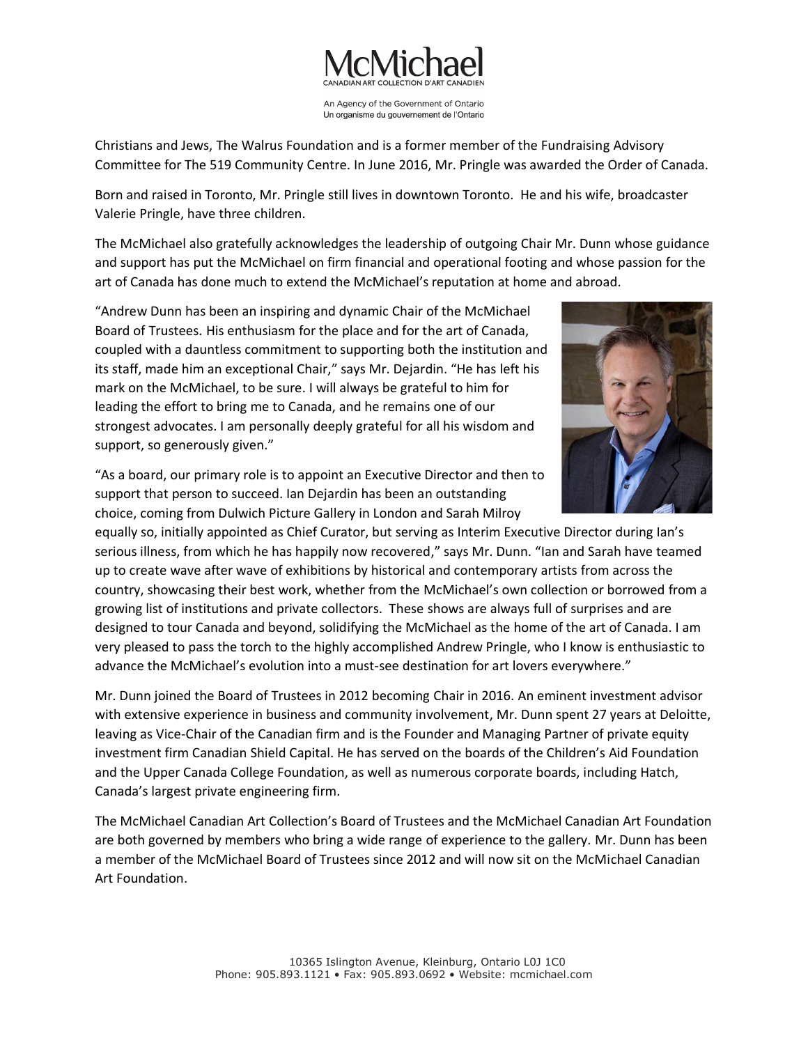Christians and Jews, The Walrus Foundation and is a former member of the Fundraising Advisory Committee for The 519 Community Centre. In June 2016, Mr. Pringle was awarded the Order of Canada.

Born and raised in Toronto, Mr. Pringle still lives in downtown Toronto. He and his wife, broadcaster Valerie Pringle, have three children.

The McMichael also gratefully acknowledges the leadership of outgoing Chair Mr. Dunn whose guidance and support has put the McMichael on firm financial and operational footing and whose passion for the art of Canada has done much to extend the McMichael's reputation at home and abroad.

"Andrew Dunn has been an inspiring and dynamic Chair of the McMichael Board of Trustees. His enthusiasm for the place and for the art of Canada, coupled with a dauntless commitment to supporting both the institution and its staff, made him an exceptional Chair," says Mr. Dejardin. "He has left his mark on the McMichael, to be sure. I will always be grateful to him for leading the effort to bring me to Canada, and he remains one of our strongest advocates. I am personally deeply grateful for all his wisdom and support, so generously given."

"As a board, our primary role is to appoint an Executive Director and then to support that person to succeed. Ian Dejardin has been an outstanding choice, coming from Dulwich Picture Gallery in London and Sarah Milroy equally so, initially appointed as Chief Curator, but serving as Interim Executive Director during Ian's serious illness, from which he has happily now recovered," says Mr. Dunn. "Ian and Sarah have teamed up to create wave after wave of exhibitions by historical and contemporary artists from across the country, showcasing their best work, whether from the McMichael's own collection or borrowed from a growing list of institutions and private collectors. These shows are always full of surprises and are designed to tour Canada and beyond, solidifying the McMichael as the home of the art of Canada. I am very pleased to pass the torch to the highly accomplished Andrew Pringle, who I know is enthusiastic to advance the McMichael's evolution into a must-see destination for art lovers everywhere."

Mr. Dunn joined the Board of Trustees in 2012 becoming Chair in 2016. An eminent investment advisor with extensive experience in business and community involvement, Mr. Dunn spent 27 years at Deloitte, leaving as Vice-Chair of the Canadian firm and is the Founder and Managing Partner of private equity investment firm Canadian Shield Capital. He has served on the boards of the Children's Aid Foundation and the Upper Canada College Foundation, as well as numerous corporate boards, including Hatch, Canada's largest private engineering firm.

The McMichael Canadian Art Collection's Board of Trustees and the McMichael Canadian Art Foundation are both governed by members who bring a wide range of experience to the gallery. Mr. Dunn has been a member of the McMichael Board of Trustees since 2012 and will now sit on the McMichael Canadian Art Foundation.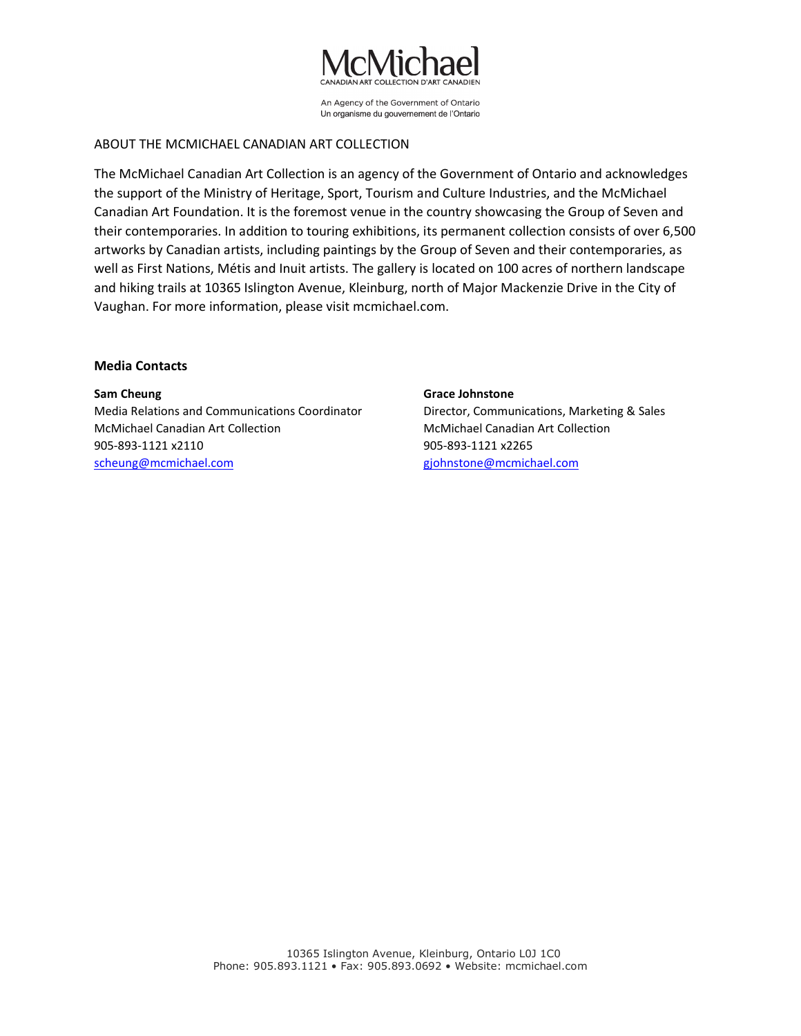McMichael
CANADIAN ART COLLECTION D'ART CANADIEN

An Agency of the Government of Ontario
Un organisme du gouvernement de l'Ontario

ABOUT THE MCMICHAEL CANADIAN ART COLLECTION

The McMichael Canadian Art Collection is an agency of the Government of Ontario and acknowledges the support of the Ministry of Heritage, Sport, Tourism and Culture Industries, and the McMichael Canadian Art Foundation. It is the foremost venue in the country showcasing the Group of Seven and their contemporaries. In addition to touring exhibitions, its permanent collection consists of over 6,500 artworks by Canadian artists, including paintings by the Group of Seven and their contemporaries, as well as First Nations, Métis and Inuit artists. The gallery is located on 100 acres of northern landscape and hiking trails at 10365 Islington Avenue, Kleinburg, north of Major Mackenzie Drive in the City of Vaughan. For more information, please visit mcmichael.com.

**Media Contacts**

**Sam Cheung**
Media Relations and Communications Coordinator
McMichael Canadian Art Collection
905-893-1121 x2110
scheung@mcmichael.com

**Grace Johnstone**
Director, Communications, Marketing & Sales
McMichael Canadian Art Collection
905-893-1121 x2265
gjohnstone@mcmichael.com

10365 Islington Avenue, Kleinburg, Ontario L0J 1C0
Phone: 905.893.1121 • Fax: 905.893.0692 • Website: mcmichael.com